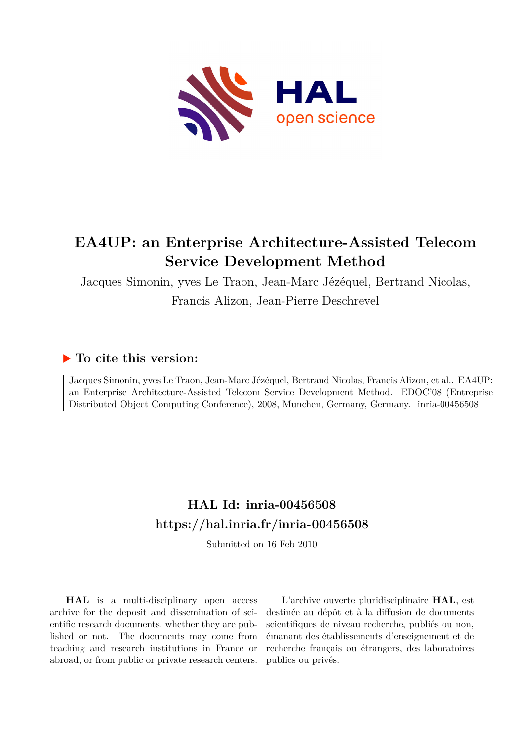# EA4UP: an Enterprise Architecture-Assisted Telecom Service Development Method

Jacques Simonin, yves Le Traon, Jean-Marc Jézéquel, Bertrand Nicolas, Francis Alizon, Jean-Pierre Deschrevel

## ▶ To cite this version:

Jacques Simonin, yves Le Traon, Jean-Marc Jézéquel, Bertrand Nicolas, Francis Alizon, et al.. EA4UP: an Enterprise Architecture-Assisted Telecom Service Development Method. EDOC'08 (Entreprise Distributed Object Computing Conference), 2008, Munchen, Germany, Germany. inria-00456508

## HAL Id: inria-00456508
## https://hal.inria.fr/inria-00456508

Submitted on 16 Feb 2010

**HAL** is a multi-disciplinary open access archive for the deposit and dissemination of scientific research documents, whether they are published or not. The documents may come from teaching and research institutions in France or abroad, or from public or private research centers.

L'archive ouverte pluridisciplinaire **HAL**, est destinée au dépôt et à la diffusion de documents scientifiques de niveau recherche, publiés ou non, émanant des établissements d'enseignement et de recherche français ou étrangers, des laboratoires publics ou privés.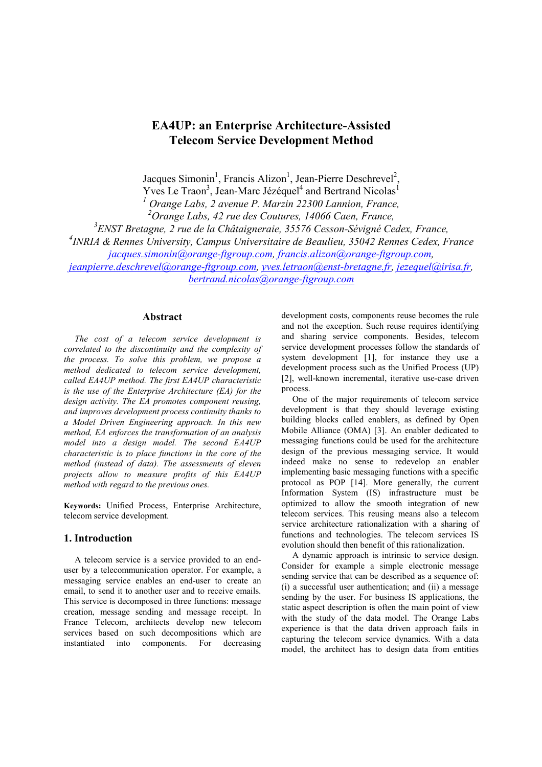# EA4UP: an Enterprise Architecture-Assisted Telecom Service Development Method

Jacques Simonin[1], Francis Alizon[1], Jean-Pierre Deschrevel[2], Yves Le Traon[3], Jean-Marc Jézéquel[4] and Bertrand Nicolas[1]

[1] *Orange Labs, 2 avenue P. Marzin 22300 Lannion, France,*

[2] *Orange Labs, 42 rue des Coutures, 14066 Caen, France,*

[3] *ENST Bretagne, 2 rue de la Châtaigneraie, 35576 Cesson-Sévigné Cedex, France,*

[4] *INRIA & Rennes University, Campus Universitaire de Beaulieu, 35042 Rennes Cedex, France*

jacques.simonin@orange-ftgroup.com, francis.alizon@orange-ftgroup.com, jeanpierre.deschrevel@orange-ftgroup.com, yves.letraon@enst-bretagne.fr, jezequel@irisa.fr, bertrand.nicolas@orange-ftgroup.com

## Abstract

*The cost of a telecom service development is correlated to the discontinuity and the complexity of the process. To solve this problem, we propose a method dedicated to telecom service development, called EA4UP method. The first EA4UP characteristic is the use of the Enterprise Architecture (EA) for the design activity. The EA promotes component reusing, and improves development process continuity thanks to a Model Driven Engineering approach. In this new method, EA enforces the transformation of an analysis model into a design model. The second EA4UP characteristic is to place functions in the core of the method (instead of data). The assessments of eleven projects allow to measure profits of this EA4UP method with regard to the previous ones.*

**Keywords:** Unified Process, Enterprise Architecture, telecom service development.

## 1. Introduction

A telecom service is a service provided to an end-user by a telecommunication operator. For example, a messaging service enables an end-user to create an email, to send it to another user and to receive emails. This service is decomposed in three functions: message creation, message sending and message receipt. In France Telecom, architects develop new telecom services based on such decompositions which are instantiated into components. For decreasing development costs, components reuse becomes the rule and not the exception. Such reuse requires identifying and sharing service components. Besides, telecom service development processes follow the standards of system development [1], for instance they use a development process such as the Unified Process (UP) [2], well-known incremental, iterative use-case driven process.

One of the major requirements of telecom service development is that they should leverage existing building blocks called enablers, as defined by Open Mobile Alliance (OMA) [3]. An enabler dedicated to messaging functions could be used for the architecture design of the previous messaging service. It would indeed make no sense to redevelop an enabler implementing basic messaging functions with a specific protocol as POP [14]. More generally, the current Information System (IS) infrastructure must be optimized to allow the smooth integration of new telecom services. This reusing means also a telecom service architecture rationalization with a sharing of functions and technologies. The telecom services IS evolution should then benefit of this rationalization.

A dynamic approach is intrinsic to service design. Consider for example a simple electronic message sending service that can be described as a sequence of: (i) a successful user authentication; and (ii) a message sending by the user. For business IS applications, the static aspect description is often the main point of view with the study of the data model. The Orange Labs experience is that the data driven approach fails in capturing the telecom service dynamics. With a data model, the architect has to design data from entities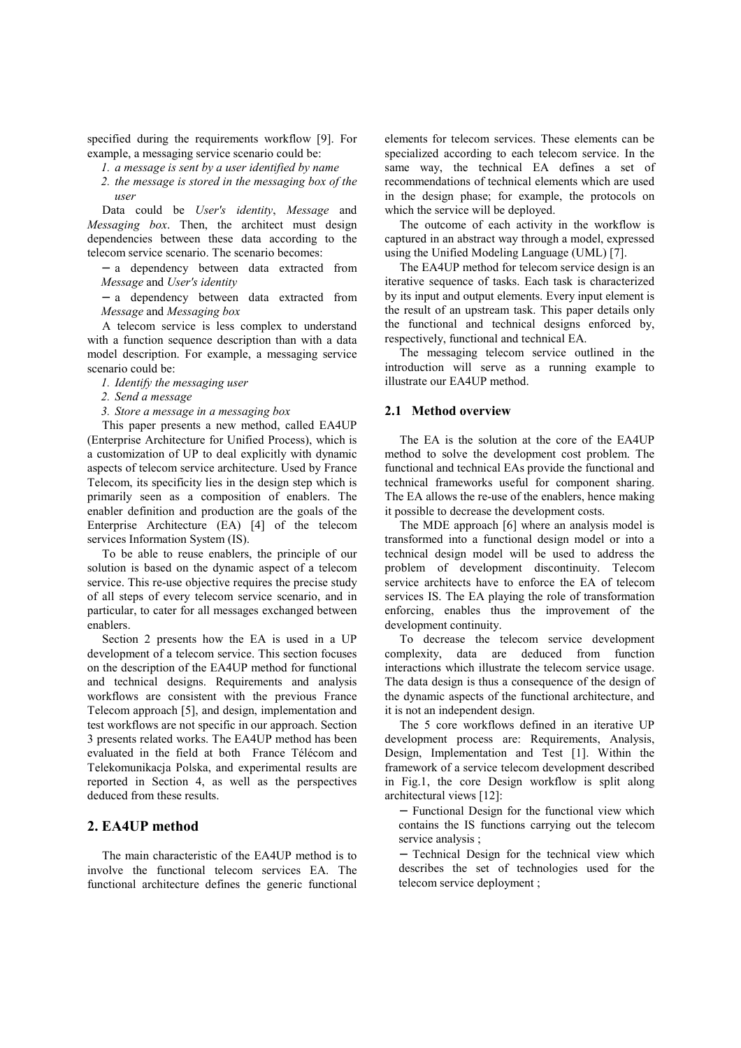specified during the requirements workflow [9]. For example, a messaging service scenario could be:

1. *a message is sent by a user identified by name*
2. *the message is stored in the messaging box of the user*

Data could be *User's identity*, *Message* and *Messaging box*. Then, the architect must design dependencies between these data according to the telecom service scenario. The scenario becomes:

– a dependency between data extracted from *Message* and *User's identity*

– a dependency between data extracted from *Message* and *Messaging box*

A telecom service is less complex to understand with a function sequence description than with a data model description. For example, a messaging service scenario could be:

1. *Identify the messaging user*
2. *Send a message*
3. *Store a message in a messaging box*

This paper presents a new method, called EA4UP (Enterprise Architecture for Unified Process), which is a customization of UP to deal explicitly with dynamic aspects of telecom service architecture. Used by France Telecom, its specificity lies in the design step which is primarily seen as a composition of enablers. The enabler definition and production are the goals of the Enterprise Architecture (EA) [4] of the telecom services Information System (IS).

To be able to reuse enablers, the principle of our solution is based on the dynamic aspect of a telecom service. This re-use objective requires the precise study of all steps of every telecom service scenario, and in particular, to cater for all messages exchanged between enablers.

Section 2 presents how the EA is used in a UP development of a telecom service. This section focuses on the description of the EA4UP method for functional and technical designs. Requirements and analysis workflows are consistent with the previous France Telecom approach [5], and design, implementation and test workflows are not specific in our approach. Section 3 presents related works. The EA4UP method has been evaluated in the field at both France Télécom and Telekomunikacja Polska, and experimental results are reported in Section 4, as well as the perspectives deduced from these results.

## 2. EA4UP method

The main characteristic of the EA4UP method is to involve the functional telecom services EA. The functional architecture defines the generic functional elements for telecom services. These elements can be specialized according to each telecom service. In the same way, the technical EA defines a set of recommendations of technical elements which are used in the design phase; for example, the protocols on which the service will be deployed.

The outcome of each activity in the workflow is captured in an abstract way through a model, expressed using the Unified Modeling Language (UML) [7].

The EA4UP method for telecom service design is an iterative sequence of tasks. Each task is characterized by its input and output elements. Every input element is the result of an upstream task. This paper details only the functional and technical designs enforced by, respectively, functional and technical EA.

The messaging telecom service outlined in the introduction will serve as a running example to illustrate our EA4UP method.

### 2.1 Method overview

The EA is the solution at the core of the EA4UP method to solve the development cost problem. The functional and technical EAs provide the functional and technical frameworks useful for component sharing. The EA allows the re-use of the enablers, hence making it possible to decrease the development costs.

The MDE approach [6] where an analysis model is transformed into a functional design model or into a technical design model will be used to address the problem of development discontinuity. Telecom service architects have to enforce the EA of telecom services IS. The EA playing the role of transformation enforcing, enables thus the improvement of the development continuity.

To decrease the telecom service development complexity, data are deduced from function interactions which illustrate the telecom service usage. The data design is thus a consequence of the design of the dynamic aspects of the functional architecture, and it is not an independent design.

The 5 core workflows defined in an iterative UP development process are: Requirements, Analysis, Design, Implementation and Test [1]. Within the framework of a service telecom development described in Fig.1, the core Design workflow is split along architectural views [12]:

– Functional Design for the functional view which contains the IS functions carrying out the telecom service analysis ;

– Technical Design for the technical view which describes the set of technologies used for the telecom service deployment ;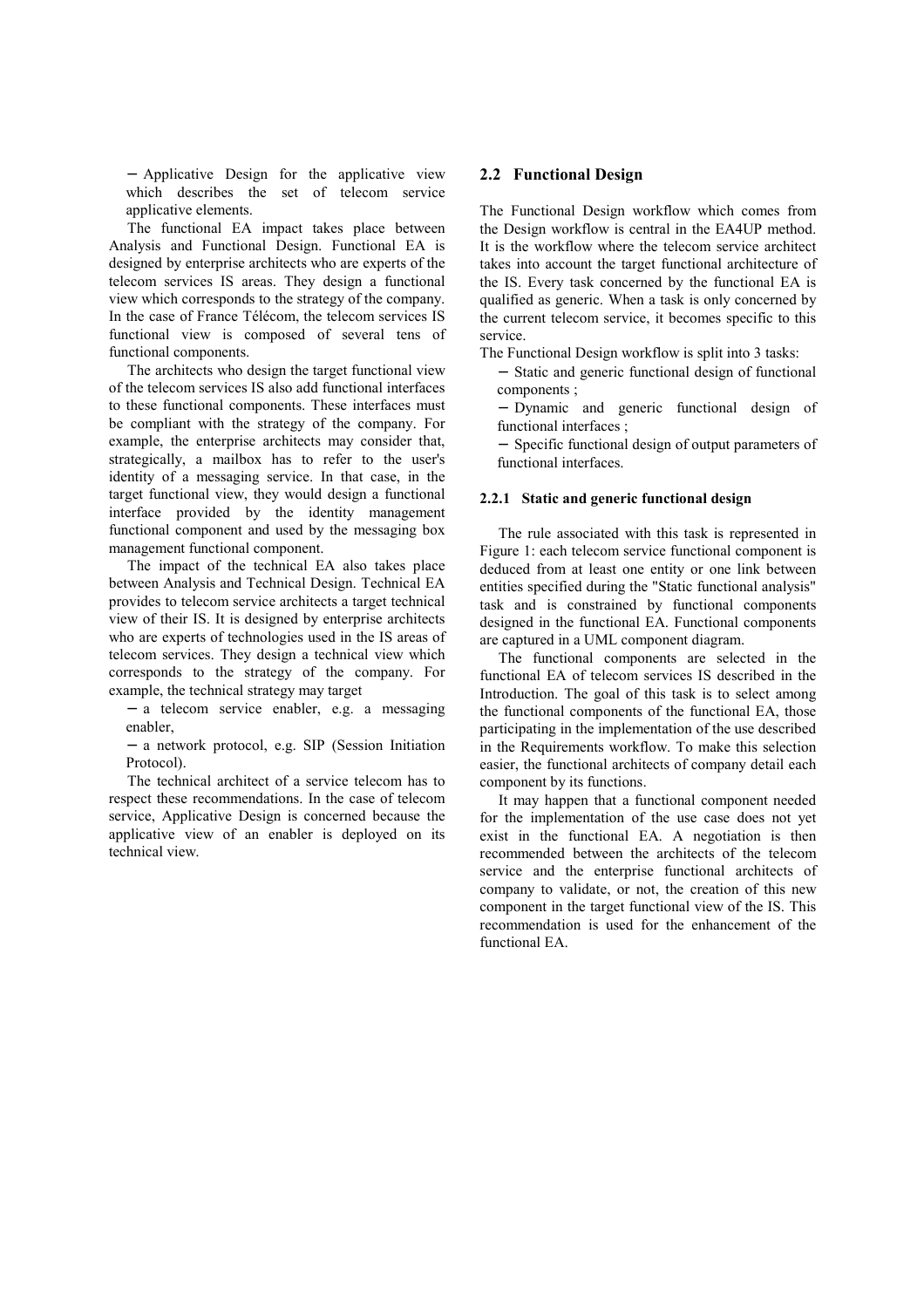− Applicative Design for the applicative view which describes the set of telecom service applicative elements.

The functional EA impact takes place between Analysis and Functional Design. Functional EA is designed by enterprise architects who are experts of the telecom services IS areas. They design a functional view which corresponds to the strategy of the company. In the case of France Télécom, the telecom services IS functional view is composed of several tens of functional components.

The architects who design the target functional view of the telecom services IS also add functional interfaces to these functional components. These interfaces must be compliant with the strategy of the company. For example, the enterprise architects may consider that, strategically, a mailbox has to refer to the user's identity of a messaging service. In that case, in the target functional view, they would design a functional interface provided by the identity management functional component and used by the messaging box management functional component.

The impact of the technical EA also takes place between Analysis and Technical Design. Technical EA provides to telecom service architects a target technical view of their IS. It is designed by enterprise architects who are experts of technologies used in the IS areas of telecom services. They design a technical view which corresponds to the strategy of the company. For example, the technical strategy may target

− a telecom service enabler, e.g. a messaging enabler,

− a network protocol, e.g. SIP (Session Initiation Protocol).

The technical architect of a service telecom has to respect these recommendations. In the case of telecom service, Applicative Design is concerned because the applicative view of an enabler is deployed on its technical view.

## 2.2 Functional Design

The Functional Design workflow which comes from the Design workflow is central in the EA4UP method. It is the workflow where the telecom service architect takes into account the target functional architecture of the IS. Every task concerned by the functional EA is qualified as generic. When a task is only concerned by the current telecom service, it becomes specific to this service.

The Functional Design workflow is split into 3 tasks:

− Static and generic functional design of functional components ;

− Dynamic and generic functional design of functional interfaces ;

− Specific functional design of output parameters of functional interfaces.

### 2.2.1 Static and generic functional design

The rule associated with this task is represented in Figure 1: each telecom service functional component is deduced from at least one entity or one link between entities specified during the "Static functional analysis" task and is constrained by functional components designed in the functional EA. Functional components are captured in a UML component diagram.

The functional components are selected in the functional EA of telecom services IS described in the Introduction. The goal of this task is to select among the functional components of the functional EA, those participating in the implementation of the use described in the Requirements workflow. To make this selection easier, the functional architects of company detail each component by its functions.

It may happen that a functional component needed for the implementation of the use case does not yet exist in the functional EA. A negotiation is then recommended between the architects of the telecom service and the enterprise functional architects of company to validate, or not, the creation of this new component in the target functional view of the IS. This recommendation is used for the enhancement of the functional EA.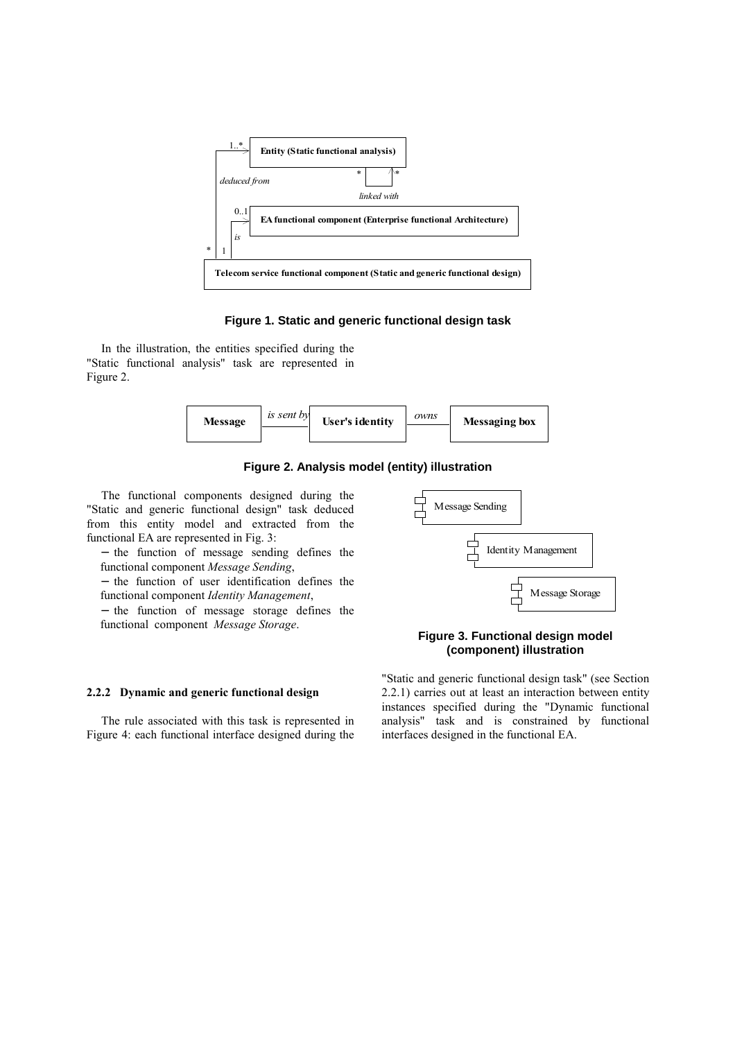Figure 1. Static and generic functional design task

In the illustration, the entities specified during the "Static functional analysis" task are represented in Figure 2.

Figure 2. Analysis model (entity) illustration

The functional components designed during the "Static and generic functional design" task deduced from this entity model and extracted from the functional EA are represented in Fig. 3:

- the function of message sending defines the functional component *Message Sending*,
- the function of user identification defines the functional component *Identity Management*,
- the function of message storage defines the functional component *Message Storage*.

Figure 3. Functional design model (component) illustration

#### 2.2.2 Dynamic and generic functional design

The rule associated with this task is represented in Figure 4: each functional interface designed during the "Static and generic functional design task" (see Section 2.2.1) carries out at least an interaction between entity instances specified during the "Dynamic functional analysis" task and is constrained by functional interfaces designed in the functional EA.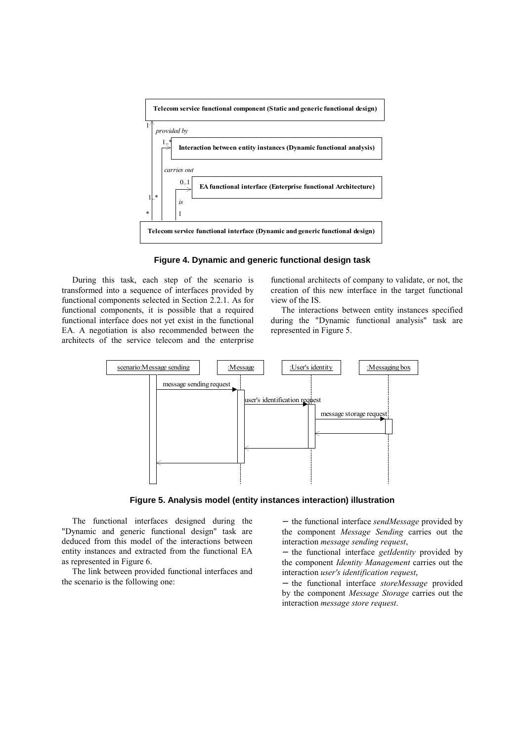**Figure 4. Dynamic and generic functional design task**

During this task, each step of the scenario is transformed into a sequence of interfaces provided by functional components selected in Section 2.2.1. As for functional components, it is possible that a required functional interface does not yet exist in the functional EA. A negotiation is also recommended between the architects of the service telecom and the enterprise functional architects of company to validate, or not, the creation of this new interface in the target functional view of the IS.

The interactions between entity instances specified during the "Dynamic functional analysis" task are represented in Figure 5.

**Figure 5. Analysis model (entity instances interaction) illustration**

The functional interfaces designed during the "Dynamic and generic functional design" task are deduced from this model of the interactions between entity instances and extracted from the functional EA as represented in Figure 6.

The link between provided functional interfaces and the scenario is the following one:

− the functional interface *sendMessage* provided by the component *Message Sending* carries out the interaction *message sending request*,

− the functional interface *getIdentity* provided by the component *Identity Management* carries out the interaction *user's identification request*,

− the functional interface *storeMessage* provided by the component *Message Storage* carries out the interaction *message store request*.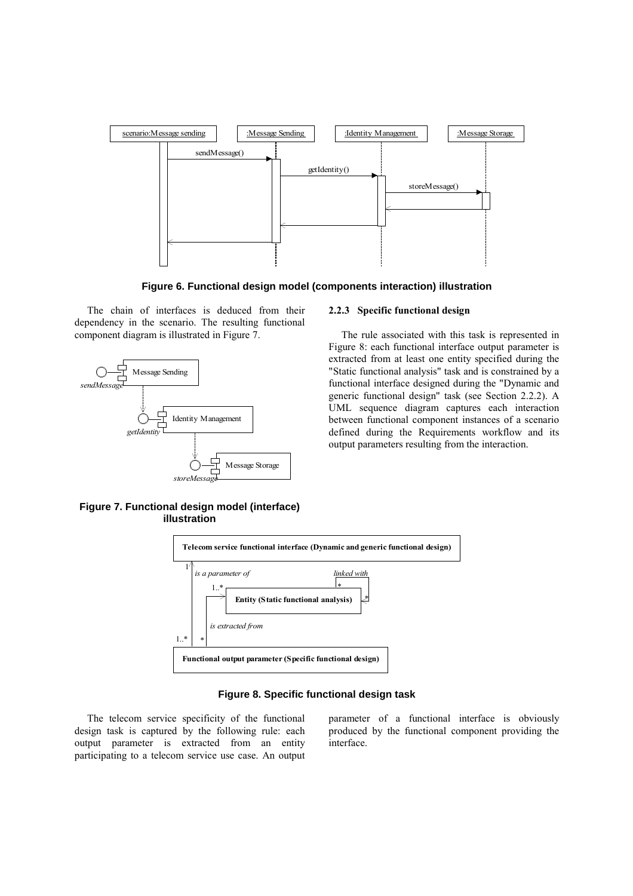**Figure 6. Functional design model (components interaction) illustration**

The chain of interfaces is deduced from their dependency in the scenario. The resulting functional component diagram is illustrated in Figure 7.

**Figure 7. Functional design model (interface) illustration**

### 2.2.3 Specific functional design

The rule associated with this task is represented in Figure 8: each functional interface output parameter is extracted from at least one entity specified during the "Static functional analysis" task and is constrained by a functional interface designed during the "Dynamic and generic functional design" task (see Section 2.2.2). A UML sequence diagram captures each interaction between functional component instances of a scenario defined during the Requirements workflow and its output parameters resulting from the interaction.

**Figure 8. Specific functional design task**

The telecom service specificity of the functional design task is captured by the following rule: each output parameter is extracted from an entity participating to a telecom service use case. An output parameter of a functional interface is obviously produced by the functional component providing the interface.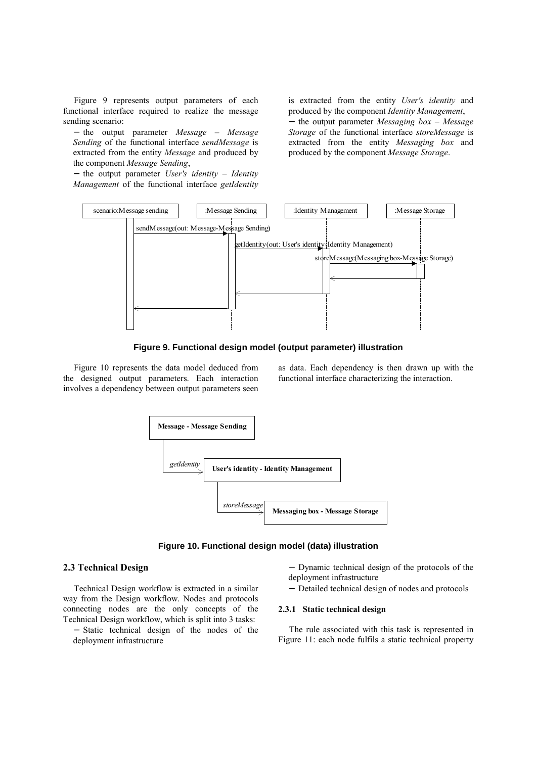Figure 9 represents output parameters of each functional interface required to realize the message sending scenario:

− the output parameter *Message – Message Sending* of the functional interface *sendMessage* is extracted from the entity *Message* and produced by the component *Message Sending*,

− the output parameter *User's identity – Identity Management* of the functional interface *getIdentity* is extracted from the entity *User's identity* and produced by the component *Identity Management*,

− the output parameter *Messaging box – Message Storage* of the functional interface *storeMessage* is extracted from the entity *Messaging box* and produced by the component *Message Storage*.

**Figure 9. Functional design model (output parameter) illustration**

Figure 10 represents the data model deduced from the designed output parameters. Each interaction involves a dependency between output parameters seen as data. Each dependency is then drawn up with the functional interface characterizing the interaction.

**Figure 10. Functional design model (data) illustration**

### 2.3 Technical Design

Technical Design workflow is extracted in a similar way from the Design workflow. Nodes and protocols connecting nodes are the only concepts of the Technical Design workflow, which is split into 3 tasks:

− Static technical design of the nodes of the deployment infrastructure

− Dynamic technical design of the protocols of the deployment infrastructure

− Detailed technical design of nodes and protocols

#### 2.3.1 Static technical design

The rule associated with this task is represented in Figure 11: each node fulfils a static technical property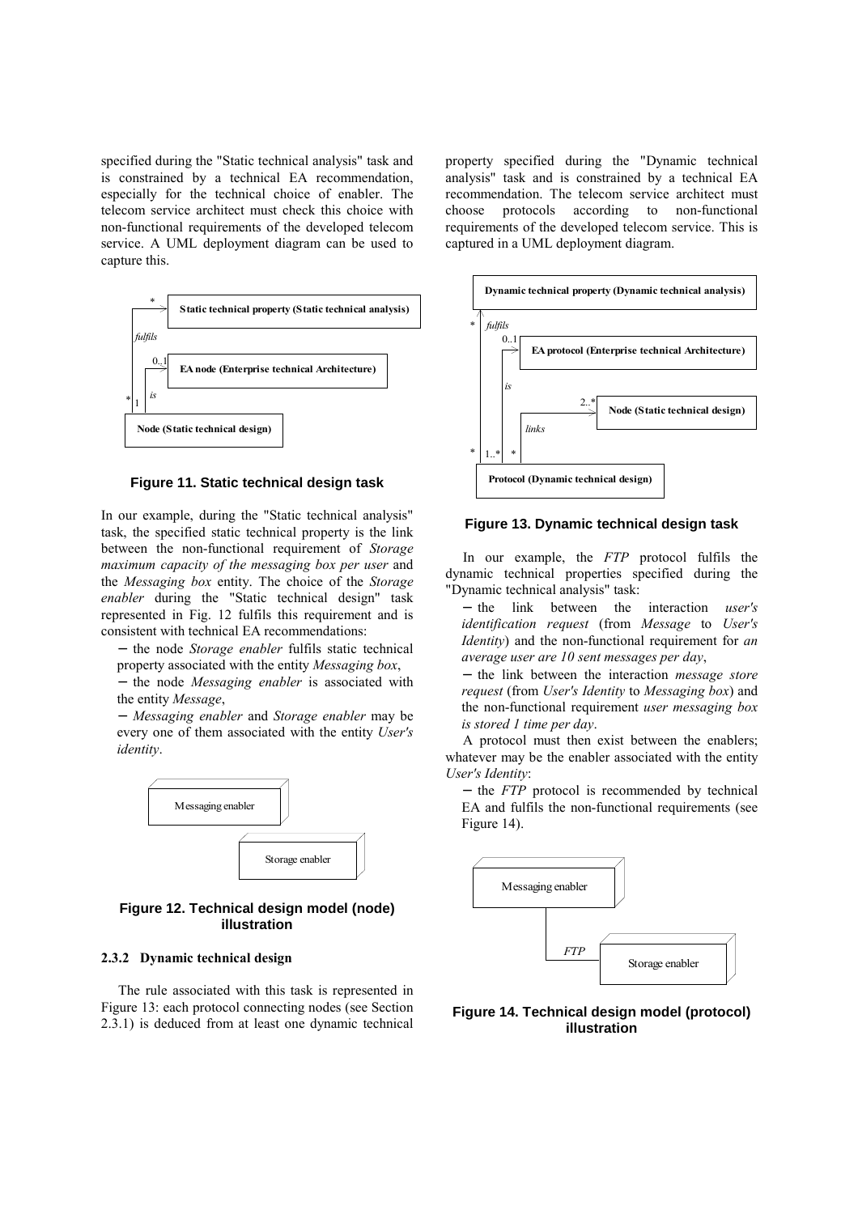specified during the "Static technical analysis" task and is constrained by a technical EA recommendation, especially for the technical choice of enabler. The telecom service architect must check this choice with non-functional requirements of the developed telecom service. A UML deployment diagram can be used to capture this.

**Figure 11. Static technical design task**

In our example, during the "Static technical analysis" task, the specified static technical property is the link between the non-functional requirement of *Storage maximum capacity of the messaging box per user* and the *Messaging box* entity. The choice of the *Storage enabler* during the "Static technical design" task represented in Fig. 12 fulfils this requirement and is consistent with technical EA recommendations:

- the node *Storage enabler* fulfils static technical property associated with the entity *Messaging box*,
- the node *Messaging enabler* is associated with the entity *Message*,
- *Messaging enabler* and *Storage enabler* may be every one of them associated with the entity *User's identity*.

**Figure 12. Technical design model (node) illustration**

### 2.3.2 Dynamic technical design

The rule associated with this task is represented in Figure 13: each protocol connecting nodes (see Section 2.3.1) is deduced from at least one dynamic technical property specified during the "Dynamic technical analysis" task and is constrained by a technical EA recommendation. The telecom service architect must choose protocols according to non-functional requirements of the developed telecom service. This is captured in a UML deployment diagram.

**Figure 13. Dynamic technical design task**

In our example, the *FTP* protocol fulfils the dynamic technical properties specified during the "Dynamic technical analysis" task:

- the link between the interaction *user's identification request* (from *Message* to *User's Identity*) and the non-functional requirement for *an average user are 10 sent messages per day*,
- the link between the interaction *message store request* (from *User's Identity* to *Messaging box*) and the non-functional requirement *user messaging box is stored 1 time per day*.

A protocol must then exist between the enablers; whatever may be the enabler associated with the entity *User's Identity*:

- the *FTP* protocol is recommended by technical EA and fulfils the non-functional requirements (see Figure 14).

**Figure 14. Technical design model (protocol) illustration**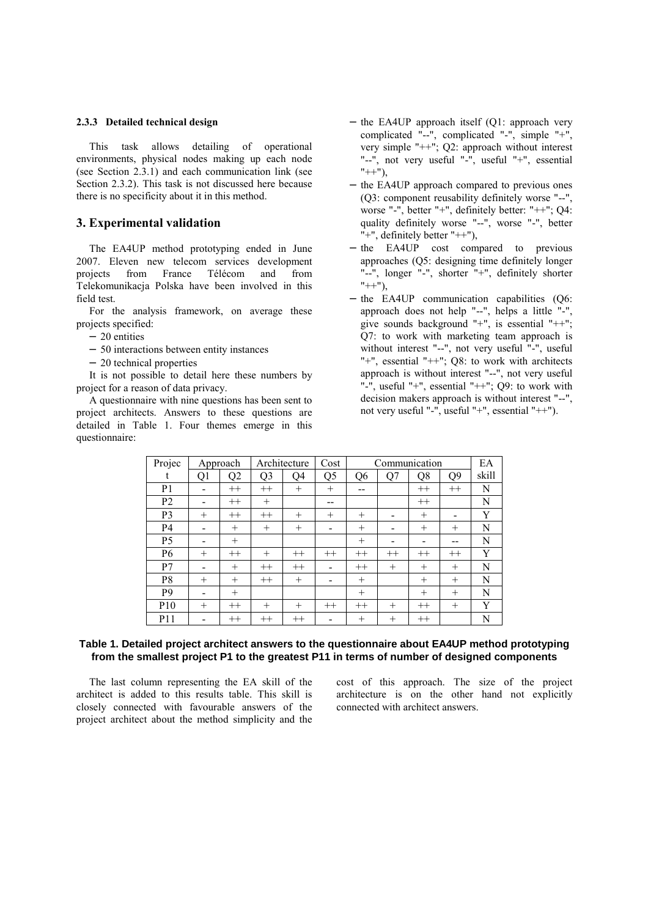#### 2.3.3 Detailed technical design

This task allows detailing of operational environments, physical nodes making up each node (see Section 2.3.1) and each communication link (see Section 2.3.2). This task is not discussed here because there is no specificity about it in this method.

## 3. Experimental validation

The EA4UP method prototyping ended in June 2007. Eleven new telecom services development projects from France Télécom and from Telekomunikacja Polska have been involved in this field test.

For the analysis framework, on average these projects specified:

- 20 entities
- 50 interactions between entity instances
- 20 technical properties

It is not possible to detail here these numbers by project for a reason of data privacy.

A questionnaire with nine questions has been sent to project architects. Answers to these questions are detailed in Table 1. Four themes emerge in this questionnaire:

- the EA4UP approach itself (Q1: approach very complicated "--", complicated "-", simple "+", very simple "++"; Q2: approach without interest "--", not very useful "-", useful "+", essential "++"),
- the EA4UP approach compared to previous ones (Q3: component reusability definitely worse "--", worse "-", better "+", definitely better: "++"; Q4: quality definitely worse "--", worse "-", better "+", definitely better "++"),
- the EA4UP cost compared to previous approaches (Q5: designing time definitely longer "--", longer "-", shorter "+", definitely shorter "++"),
- the EA4UP communication capabilities (Q6: approach does not help "--", helps a little "-", give sounds background "+", is essential "++"; Q7: to work with marketing team approach is without interest "--", not very useful "-", useful "+", essential "++"; Q8: to work with architects approach is without interest "--", not very useful "-", useful "+", essential "++"; Q9: to work with decision makers approach is without interest "--", not very useful "-", useful "+", essential "++").

| Project | Approach | | Architecture | | Cost | Communication | | | | EA skill |
|---|---|---|---|---|---|---|---|---|---|---|
| | Q1 | Q2 | Q3 | Q4 | Q5 | Q6 | Q7 | Q8 | Q9 | |
| P1 | - | ++ | ++ | + | + | -- | | ++ | ++ | N |
| P2 | - | ++ | + | | -- | | | ++ | | N |
| P3 | + | ++ | ++ | + | + | + | - | + | - | Y |
| P4 | - | + | + | + | - | + | - | + | + | N |
| P5 | - | + | | | | + | - | - | -- | N |
| P6 | + | ++ | + | ++ | ++ | ++ | ++ | ++ | ++ | Y |
| P7 | - | + | ++ | ++ | - | ++ | + | + | + | N |
| P8 | + | + | ++ | + | - | + | | + | + | N |
| P9 | - | + | | | | + | | + | + | N |
| P10 | + | ++ | + | + | ++ | ++ | + | ++ | + | Y |
| P11 | - | ++ | ++ | ++ | - | + | + | ++ | | N |

**Table 1. Detailed project architect answers to the questionnaire about EA4UP method prototyping from the smallest project P1 to the greatest P11 in terms of number of designed components**

The last column representing the EA skill of the architect is added to this results table. This skill is closely connected with favourable answers of the project architect about the method simplicity and the cost of this approach. The size of the project architecture is on the other hand not explicitly connected with architect answers.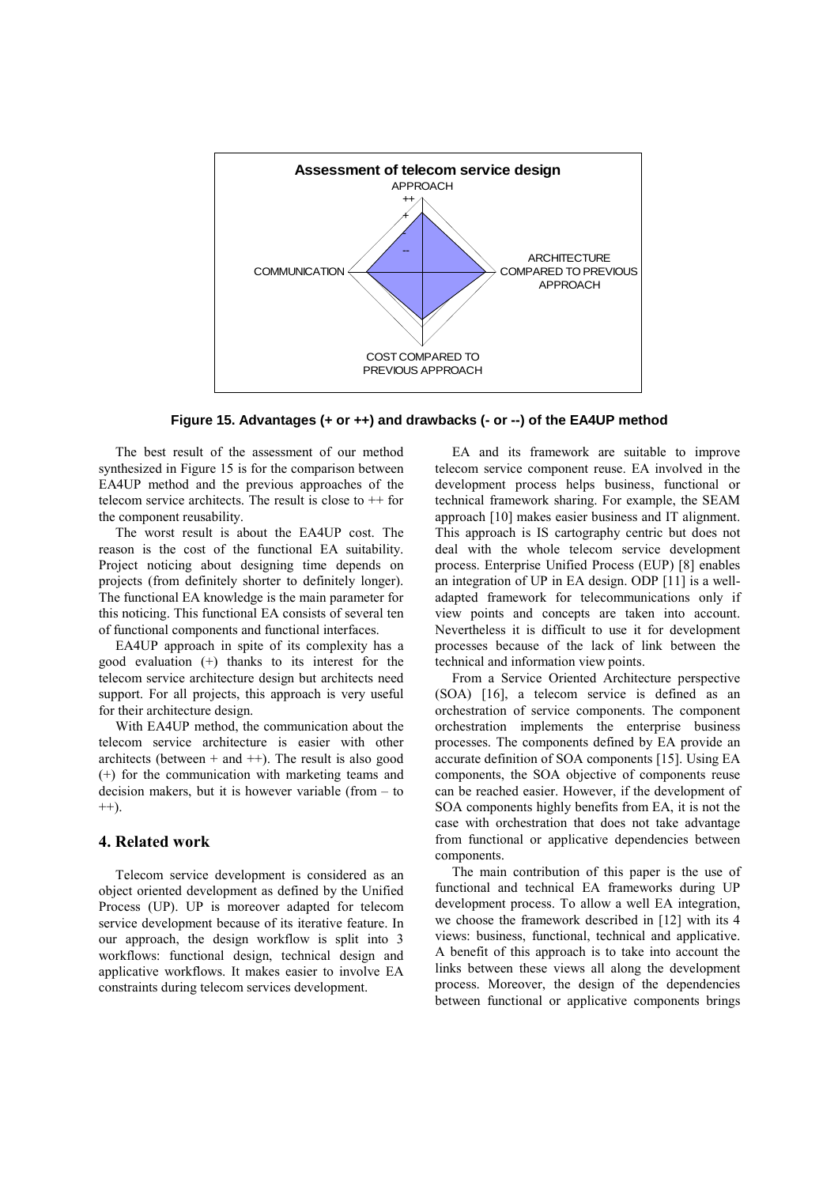**Figure 15. Advantages (+ or ++) and drawbacks (- or --) of the EA4UP method**

The best result of the assessment of our method synthesized in Figure 15 is for the comparison between EA4UP method and the previous approaches of the telecom service architects. The result is close to ++ for the component reusability.

The worst result is about the EA4UP cost. The reason is the cost of the functional EA suitability. Project noticing about designing time depends on projects (from definitely shorter to definitely longer). The functional EA knowledge is the main parameter for this noticing. This functional EA consists of several ten of functional components and functional interfaces.

EA4UP approach in spite of its complexity has a good evaluation (+) thanks to its interest for the telecom service architecture design but architects need support. For all projects, this approach is very useful for their architecture design.

With EA4UP method, the communication about the telecom service architecture is easier with other architects (between + and ++). The result is also good (+) for the communication with marketing teams and decision makers, but it is however variable (from – to ++).

## 4. Related work

Telecom service development is considered as an object oriented development as defined by the Unified Process (UP). UP is moreover adapted for telecom service development because of its iterative feature. In our approach, the design workflow is split into 3 workflows: functional design, technical design and applicative workflows. It makes easier to involve EA constraints during telecom services development.

EA and its framework are suitable to improve telecom service component reuse. EA involved in the development process helps business, functional or technical framework sharing. For example, the SEAM approach [10] makes easier business and IT alignment. This approach is IS cartography centric but does not deal with the whole telecom service development process. Enterprise Unified Process (EUP) [8] enables an integration of UP in EA design. ODP [11] is a well-adapted framework for telecommunications only if view points and concepts are taken into account. Nevertheless it is difficult to use it for development processes because of the lack of link between the technical and information view points.

From a Service Oriented Architecture perspective (SOA) [16], a telecom service is defined as an orchestration of service components. The component orchestration implements the enterprise business processes. The components defined by EA provide an accurate definition of SOA components [15]. Using EA components, the SOA objective of components reuse can be reached easier. However, if the development of SOA components highly benefits from EA, it is not the case with orchestration that does not take advantage from functional or applicative dependencies between components.

The main contribution of this paper is the use of functional and technical EA frameworks during UP development process. To allow a well EA integration, we choose the framework described in [12] with its 4 views: business, functional, technical and applicative. A benefit of this approach is to take into account the links between these views all along the development process. Moreover, the design of the dependencies between functional or applicative components brings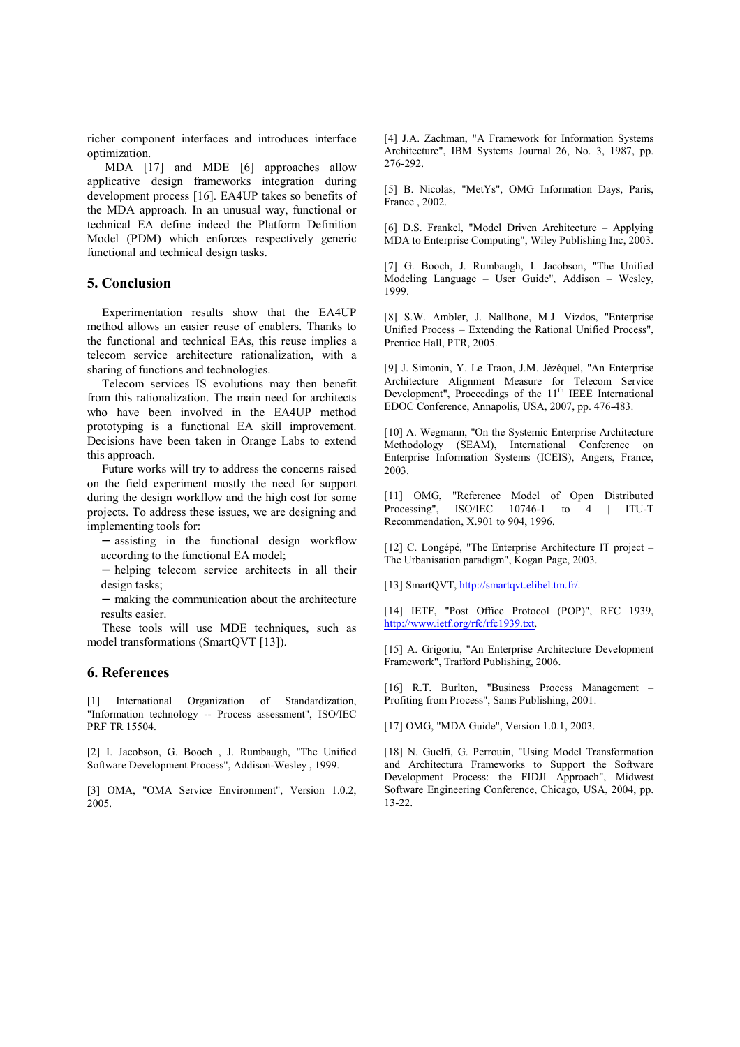richer component interfaces and introduces interface optimization.

MDA [17] and MDE [6] approaches allow applicative design frameworks integration during development process [16]. EA4UP takes so benefits of the MDA approach. In an unusual way, functional or technical EA define indeed the Platform Definition Model (PDM) which enforces respectively generic functional and technical design tasks.

## 5. Conclusion

Experimentation results show that the EA4UP method allows an easier reuse of enablers. Thanks to the functional and technical EAs, this reuse implies a telecom service architecture rationalization, with a sharing of functions and technologies.

Telecom services IS evolutions may then benefit from this rationalization. The main need for architects who have been involved in the EA4UP method prototyping is a functional EA skill improvement. Decisions have been taken in Orange Labs to extend this approach.

Future works will try to address the concerns raised on the field experiment mostly the need for support during the design workflow and the high cost for some projects. To address these issues, we are designing and implementing tools for:

- assisting in the functional design workflow according to the functional EA model;
- helping telecom service architects in all their design tasks;
- making the communication about the architecture results easier.

These tools will use MDE techniques, such as model transformations (SmartQVT [13]).

## 6. References

[1] International Organization of Standardization, "Information technology -- Process assessment", ISO/IEC PRF TR 15504.

[2] I. Jacobson, G. Booch , J. Rumbaugh, "The Unified Software Development Process", Addison-Wesley , 1999.

[3] OMA, "OMA Service Environment", Version 1.0.2, 2005.

[4] J.A. Zachman, "A Framework for Information Systems Architecture", IBM Systems Journal 26, No. 3, 1987, pp. 276-292.

[5] B. Nicolas, "MetYs", OMG Information Days, Paris, France , 2002.

[6] D.S. Frankel, "Model Driven Architecture – Applying MDA to Enterprise Computing", Wiley Publishing Inc, 2003.

[7] G. Booch, J. Rumbaugh, I. Jacobson, "The Unified Modeling Language – User Guide", Addison – Wesley, 1999.

[8] S.W. Ambler, J. Nallbone, M.J. Vizdos, "Enterprise Unified Process – Extending the Rational Unified Process", Prentice Hall, PTR, 2005.

[9] J. Simonin, Y. Le Traon, J.M. Jézéquel, "An Enterprise Architecture Alignment Measure for Telecom Service Development", Proceedings of the 11th IEEE International EDOC Conference, Annapolis, USA, 2007, pp. 476-483.

[10] A. Wegmann, "On the Systemic Enterprise Architecture Methodology (SEAM), International Conference on Enterprise Information Systems (ICEIS), Angers, France, 2003.

[11] OMG, "Reference Model of Open Distributed Processing", ISO/IEC 10746-1 to 4 | ITU-T Recommendation, X.901 to 904, 1996.

[12] C. Longépé, "The Enterprise Architecture IT project – The Urbanisation paradigm", Kogan Page, 2003.

[13] SmartQVT, http://smartqvt.elibel.tm.fr/.

[14] IETF, "Post Office Protocol (POP)", RFC 1939, http://www.ietf.org/rfc/rfc1939.txt.

[15] A. Grigoriu, "An Enterprise Architecture Development Framework", Trafford Publishing, 2006.

[16] R.T. Burlton, "Business Process Management – Profiting from Process", Sams Publishing, 2001.

[17] OMG, "MDA Guide", Version 1.0.1, 2003.

[18] N. Guelfi, G. Perrouin, "Using Model Transformation and Architectura Frameworks to Support the Software Development Process: the FIDJI Approach", Midwest Software Engineering Conference, Chicago, USA, 2004, pp. 13-22.